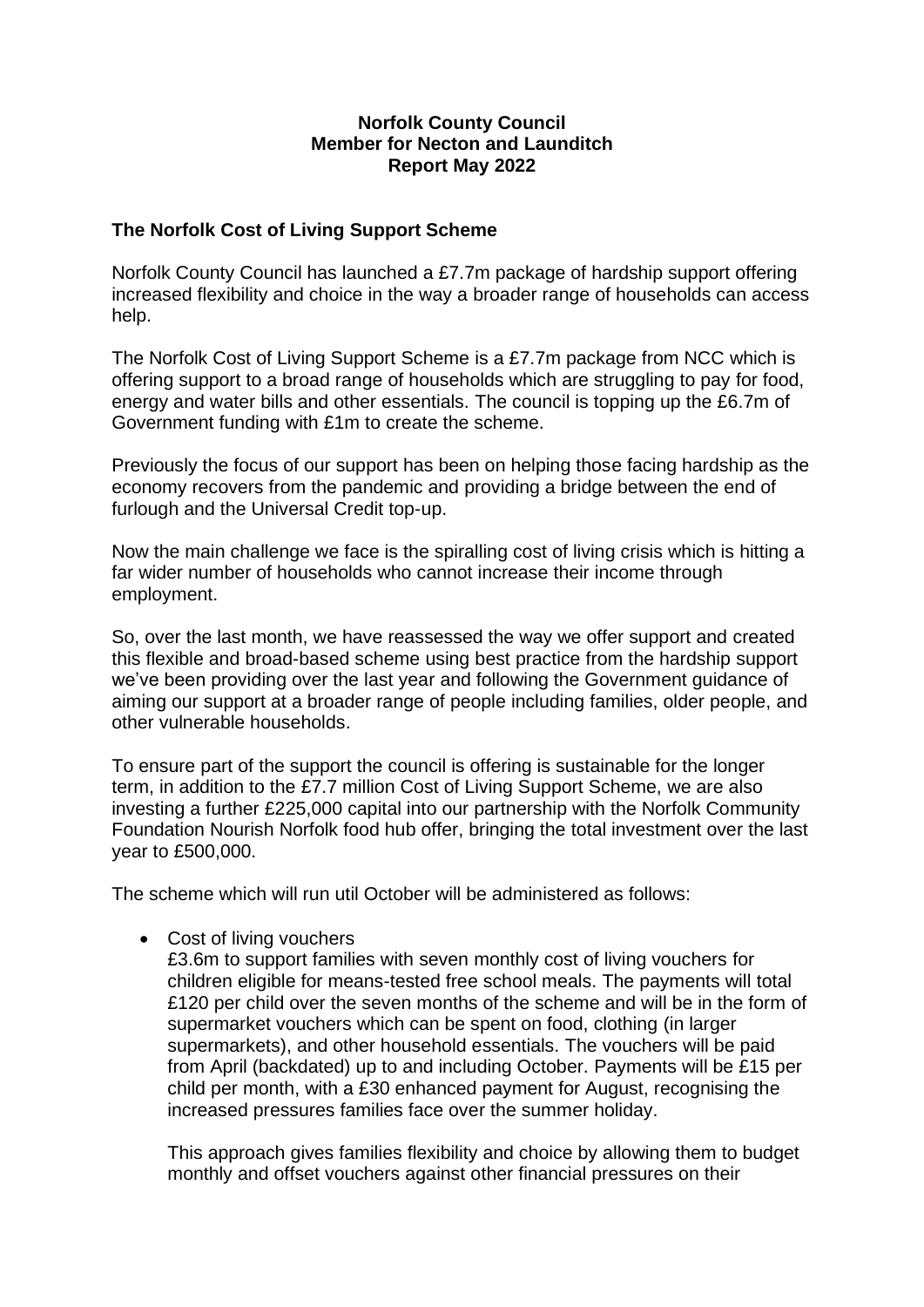**Norfolk County Council**
**Member for Necton and Launditch**
**Report May 2022**

## The Norfolk Cost of Living Support Scheme

Norfolk County Council has launched a £7.7m package of hardship support offering increased flexibility and choice in the way a broader range of households can access help.

The Norfolk Cost of Living Support Scheme is a £7.7m package from NCC which is offering support to a broad range of households which are struggling to pay for food, energy and water bills and other essentials. The council is topping up the £6.7m of Government funding with £1m to create the scheme.

Previously the focus of our support has been on helping those facing hardship as the economy recovers from the pandemic and providing a bridge between the end of furlough and the Universal Credit top-up.

Now the main challenge we face is the spiralling cost of living crisis which is hitting a far wider number of households who cannot increase their income through employment.

So, over the last month, we have reassessed the way we offer support and created this flexible and broad-based scheme using best practice from the hardship support we've been providing over the last year and following the Government guidance of aiming our support at a broader range of people including families, older people, and other vulnerable households.

To ensure part of the support the council is offering is sustainable for the longer term, in addition to the £7.7 million Cost of Living Support Scheme, we are also investing a further £225,000 capital into our partnership with the Norfolk Community Foundation Nourish Norfolk food hub offer, bringing the total investment over the last year to £500,000.

The scheme which will run util October will be administered as follows:

- Cost of living vouchers
  £3.6m to support families with seven monthly cost of living vouchers for children eligible for means-tested free school meals. The payments will total £120 per child over the seven months of the scheme and will be in the form of supermarket vouchers which can be spent on food, clothing (in larger supermarkets), and other household essentials. The vouchers will be paid from April (backdated) up to and including October. Payments will be £15 per child per month, with a £30 enhanced payment for August, recognising the increased pressures families face over the summer holiday.

  This approach gives families flexibility and choice by allowing them to budget monthly and offset vouchers against other financial pressures on their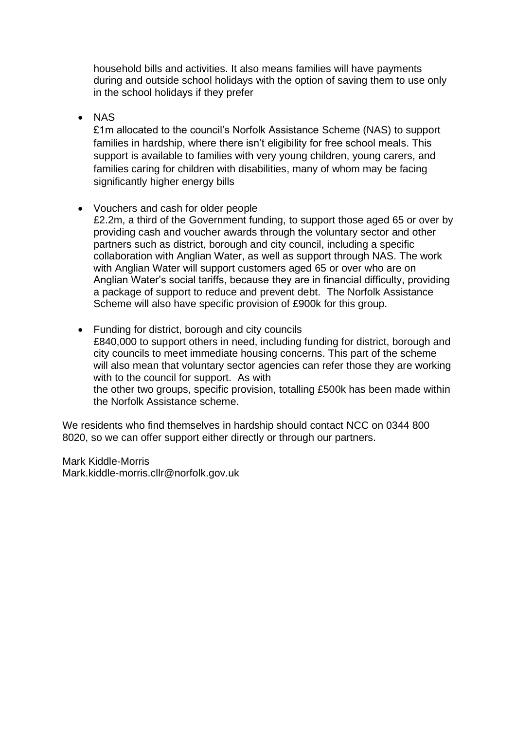household bills and activities. It also means families will have payments during and outside school holidays with the option of saving them to use only in the school holidays if they prefer

- NAS
  £1m allocated to the council's Norfolk Assistance Scheme (NAS) to support families in hardship, where there isn't eligibility for free school meals. This support is available to families with very young children, young carers, and families caring for children with disabilities, many of whom may be facing significantly higher energy bills

- Vouchers and cash for older people
  £2.2m, a third of the Government funding, to support those aged 65 or over by providing cash and voucher awards through the voluntary sector and other partners such as district, borough and city council, including a specific collaboration with Anglian Water, as well as support through NAS. The work with Anglian Water will support customers aged 65 or over who are on Anglian Water's social tariffs, because they are in financial difficulty, providing a package of support to reduce and prevent debt. The Norfolk Assistance Scheme will also have specific provision of £900k for this group.

- Funding for district, borough and city councils
  £840,000 to support others in need, including funding for district, borough and city councils to meet immediate housing concerns. This part of the scheme will also mean that voluntary sector agencies can refer those they are working with to the council for support. As with
  the other two groups, specific provision, totalling £500k has been made within the Norfolk Assistance scheme.

We residents who find themselves in hardship should contact NCC on 0344 800 8020, so we can offer support either directly or through our partners.

Mark Kiddle-Morris
Mark.kiddle-morris.cllr@norfolk.gov.uk